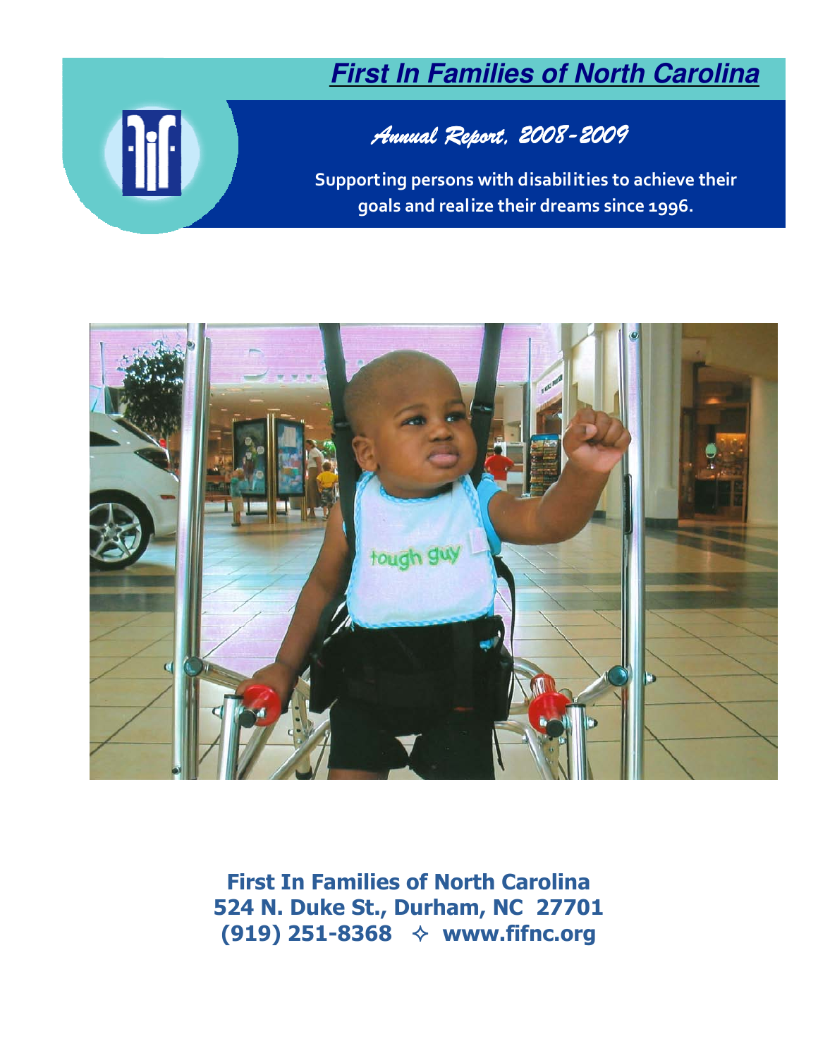# First In Families of North Carolina

## *Annual Report, 2008-2009*

**Supporting persons with disabilities to achieve their goals and realize their dreams since 1996.**

**First In Families of North Carolina**
**524 N. Duke St., Durham, NC 27701**
**(919) 251-8368 ✧ www.fifnc.org**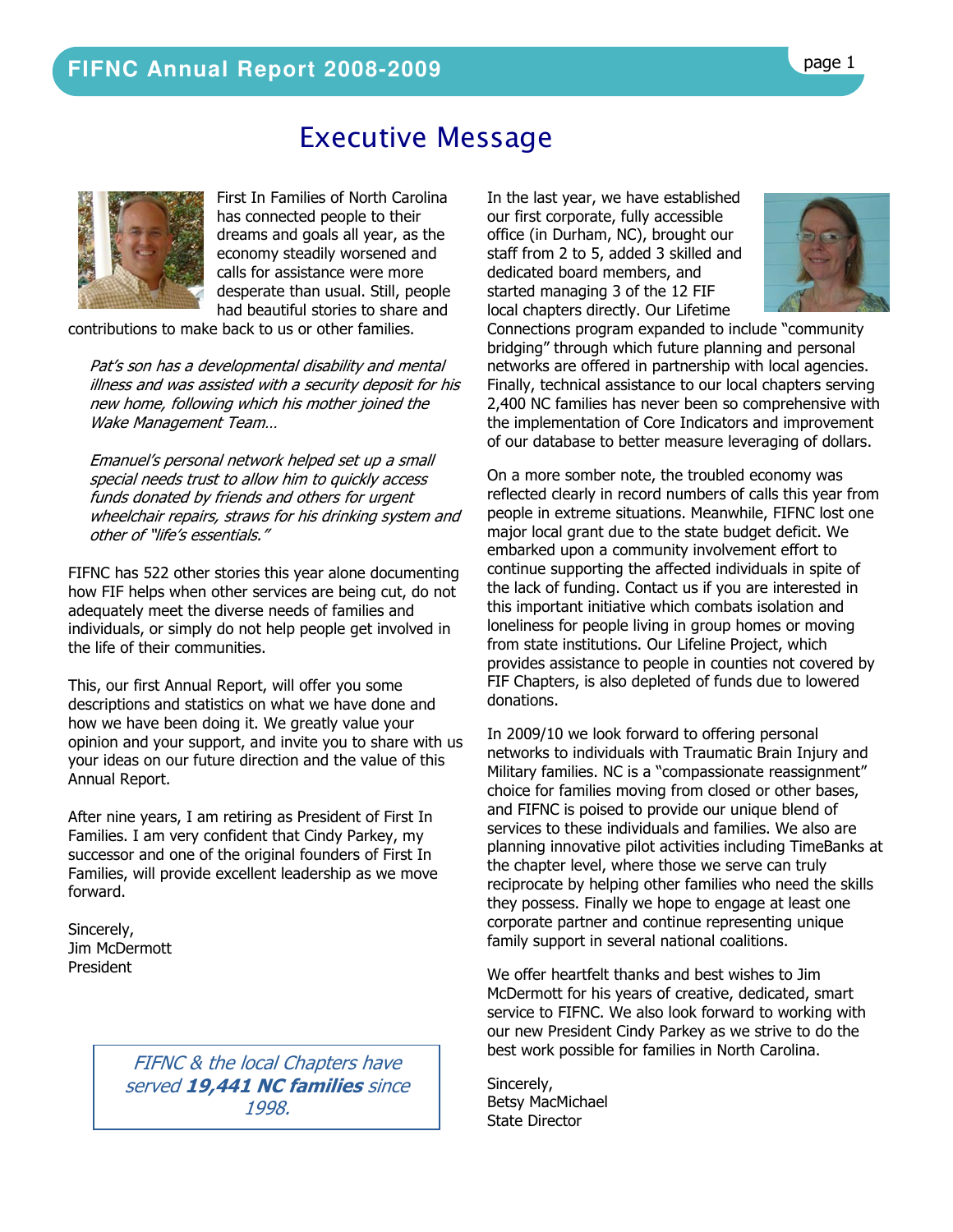# Executive Message

First In Families of North Carolina has connected people to their dreams and goals all year, as the economy steadily worsened and calls for assistance were more desperate than usual. Still, people had beautiful stories to share and contributions to make back to us or other families.

*Pat's son has a developmental disability and mental illness and was assisted with a security deposit for his new home, following which his mother joined the Wake Management Team…*

*Emanuel's personal network helped set up a small special needs trust to allow him to quickly access funds donated by friends and others for urgent wheelchair repairs, straws for his drinking system and other of "life's essentials."*

FIFNC has 522 other stories this year alone documenting how FIF helps when other services are being cut, do not adequately meet the diverse needs of families and individuals, or simply do not help people get involved in the life of their communities.

This, our first Annual Report, will offer you some descriptions and statistics on what we have done and how we have been doing it. We greatly value your opinion and your support, and invite you to share with us your ideas on our future direction and the value of this Annual Report.

After nine years, I am retiring as President of First In Families. I am very confident that Cindy Parkey, my successor and one of the original founders of First In Families, will provide excellent leadership as we move forward.

Sincerely,
Jim McDermott
President

*FIFNC & the local Chapters have served **19,441 NC families** since 1998.*

In the last year, we have established our first corporate, fully accessible office (in Durham, NC), brought our staff from 2 to 5, added 3 skilled and dedicated board members, and started managing 3 of the 12 FIF local chapters directly. Our Lifetime Connections program expanded to include "community bridging" through which future planning and personal networks are offered in partnership with local agencies. Finally, technical assistance to our local chapters serving 2,400 NC families has never been so comprehensive with the implementation of Core Indicators and improvement of our database to better measure leveraging of dollars.

On a more somber note, the troubled economy was reflected clearly in record numbers of calls this year from people in extreme situations. Meanwhile, FIFNC lost one major local grant due to the state budget deficit. We embarked upon a community involvement effort to continue supporting the affected individuals in spite of the lack of funding. Contact us if you are interested in this important initiative which combats isolation and loneliness for people living in group homes or moving from state institutions. Our Lifeline Project, which provides assistance to people in counties not covered by FIF Chapters, is also depleted of funds due to lowered donations.

In 2009/10 we look forward to offering personal networks to individuals with Traumatic Brain Injury and Military families. NC is a "compassionate reassignment" choice for families moving from closed or other bases, and FIFNC is poised to provide our unique blend of services to these individuals and families. We also are planning innovative pilot activities including TimeBanks at the chapter level, where those we serve can truly reciprocate by helping other families who need the skills they possess. Finally we hope to engage at least one corporate partner and continue representing unique family support in several national coalitions.

We offer heartfelt thanks and best wishes to Jim McDermott for his years of creative, dedicated, smart service to FIFNC. We also look forward to working with our new President Cindy Parkey as we strive to do the best work possible for families in North Carolina.

Sincerely,
Betsy MacMichael
State Director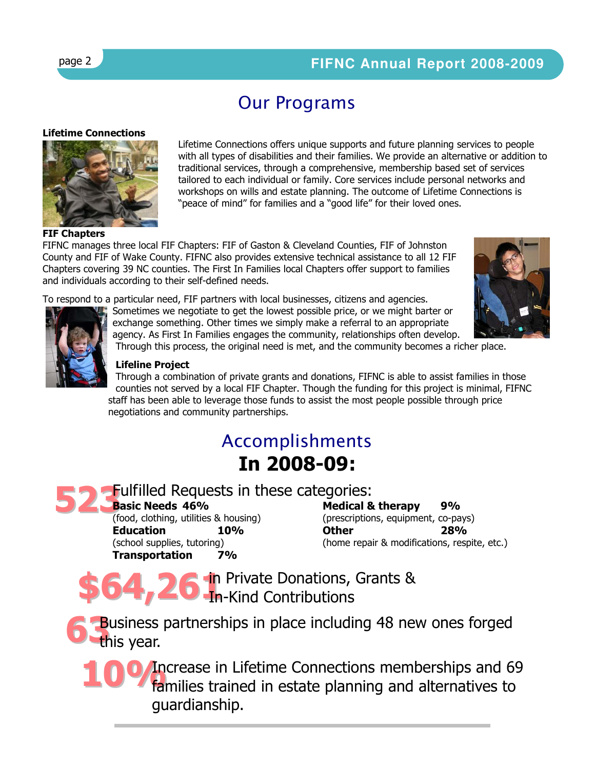# Our Programs

**Lifetime Connections**

Lifetime Connections offers unique supports and future planning services to people with all types of disabilities and their families. We provide an alternative or addition to traditional services, through a comprehensive, membership based set of services tailored to each individual or family. Core services include personal networks and workshops on wills and estate planning. The outcome of Lifetime Connections is "peace of mind" for families and a "good life" for their loved ones.

**FIF Chapters**

FIFNC manages three local FIF Chapters: FIF of Gaston & Cleveland Counties, FIF of Johnston County and FIF of Wake County. FIFNC also provides extensive technical assistance to all 12 FIF Chapters covering 39 NC counties. The First In Families local Chapters offer support to families and individuals according to their self-defined needs.

To respond to a particular need, FIF partners with local businesses, citizens and agencies. Sometimes we negotiate to get the lowest possible price, or we might barter or exchange something. Other times we simply make a referral to an appropriate agency. As First In Families engages the community, relationships often develop. Through this process, the original need is met, and the community becomes a richer place.

**Lifeline Project**

Through a combination of private grants and donations, FIFNC is able to assist families in those counties not served by a local FIF Chapter. Though the funding for this project is minimal, FIFNC staff has been able to leverage those funds to assist the most people possible through price negotiations and community partnerships.

# Accomplishments

## In 2008-09:

**523** Fulfilled Requests in these categories:

- **Basic Needs 46%** (food, clothing, utilities & housing)
- **Education 10%** (school supplies, tutoring)
- **Transportation 7%**
- **Medical & therapy 9%** (prescriptions, equipment, co-pays)
- **Other 28%** (home repair & modifications, respite, etc.)

**$64,261** in Private Donations, Grants & In-Kind Contributions

**63** Business partnerships in place including 48 new ones forged this year.

**10%** Increase in Lifetime Connections memberships and 69 families trained in estate planning and alternatives to guardianship.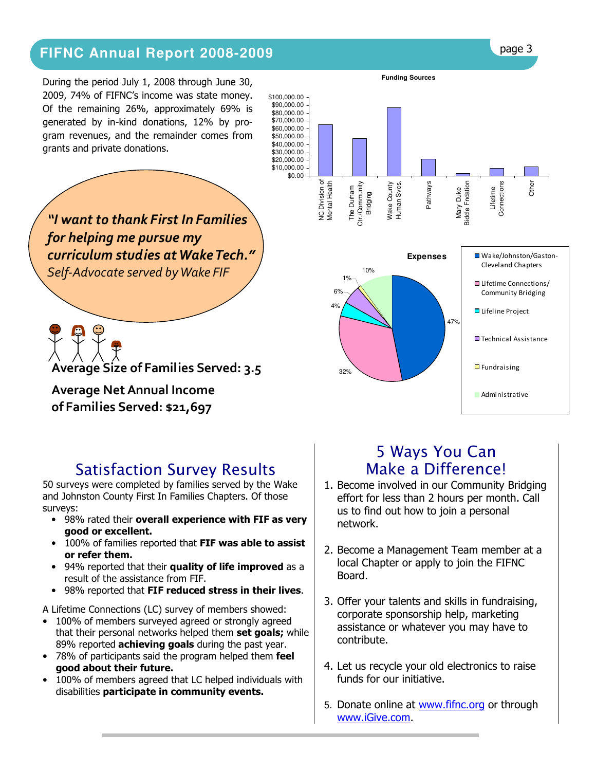## FIFNC Annual Report 2008-2009

During the period July 1, 2008 through June 30, 2009, 74% of FIFNC's income was state money. Of the remaining 26%, approximately 69% is generated by in-kind donations, 12% by program revenues, and the remainder comes from grants and private donations.

**Funding Sources**

| Source | Amount (approx.) |
|---|---|
| NC Division of Mental Health | ~$65,000 |
| The Durham Ctr./Community Bridging | ~$48,000 |
| Wake County Human Svcs. | ~$87,000 |
| Pathways | ~$22,000 |
| Mary Duke Biddle Fndation | ~$3,000 |
| Lifetime Connections | ~$10,000 |
| Other | ~$12,000 |

**Expenses**

| Category | Percent |
|---|---|
| Wake/Johnston/Gaston-Cleveland Chapters | 47% |
| Lifetime Connections/ Community Bridging | 32% |
| Lifeline Project | 4% |
| Technical Assistance | 6% |
| Fundraising | 1% |
| Administrative | 10% |

***"I want to thank First In Families for helping me pursue my curriculum studies at Wake Tech."***
*Self-Advocate served by Wake FIF*

**Average Size of Families Served: 3.5**

**Average Net Annual Income of Families Served: $21,697**

## Satisfaction Survey Results

50 surveys were completed by families served by the Wake and Johnston County First In Families Chapters. Of those surveys:

- 98% rated their **overall experience with FIF as very good or excellent.**
- 100% of families reported that **FIF was able to assist or refer them.**
- 94% reported that their **quality of life improved** as a result of the assistance from FIF.
- 98% reported that **FIF reduced stress in their lives**.

A Lifetime Connections (LC) survey of members showed:

- 100% of members surveyed agreed or strongly agreed that their personal networks helped them **set goals;** while 89% reported **achieving goals** during the past year.
- 78% of participants said the program helped them **feel good about their future.**
- 100% of members agreed that LC helped individuals with disabilities **participate in community events.**

## 5 Ways You Can Make a Difference!

1. Become involved in our Community Bridging effort for less than 2 hours per month. Call us to find out how to join a personal network.
2. Become a Management Team member at a local Chapter or apply to join the FIFNC Board.
3. Offer your talents and skills in fundraising, corporate sponsorship help, marketing assistance or whatever you may have to contribute.
4. Let us recycle your old electronics to raise funds for our initiative.
5. Donate online at www.fifnc.org or through www.iGive.com.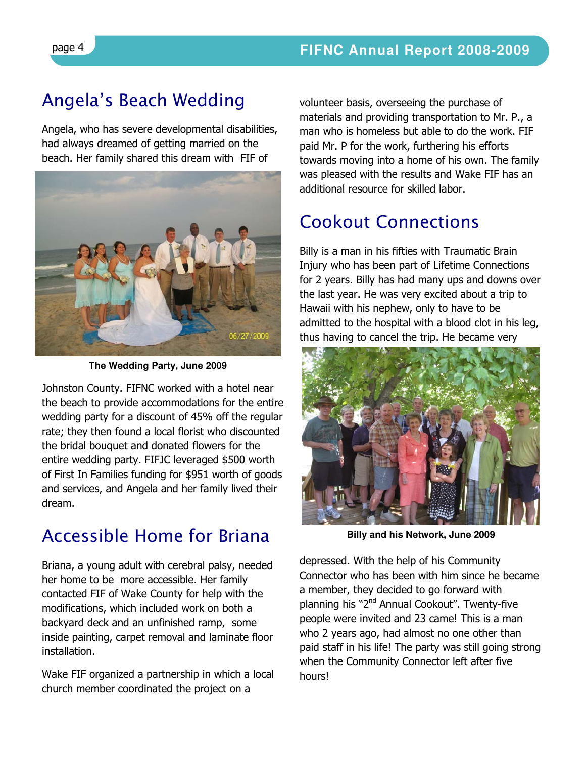## Angela's Beach Wedding

Angela, who has severe developmental disabilities, had always dreamed of getting married on the beach. Her family shared this dream with FIF of Johnston County. FIFNC worked with a hotel near the beach to provide accommodations for the entire wedding party for a discount of 45% off the regular rate; they then found a local florist who discounted the bridal bouquet and donated flowers for the entire wedding party. FIFJC leveraged $500 worth of First In Families funding for $951 worth of goods and services, and Angela and her family lived their dream.

**The Wedding Party, June 2009**

## Accessible Home for Briana

Briana, a young adult with cerebral palsy, needed her home to be more accessible. Her family contacted FIF of Wake County for help with the modifications, which included work on both a backyard deck and an unfinished ramp, some inside painting, carpet removal and laminate floor installation.

Wake FIF organized a partnership in which a local church member coordinated the project on a volunteer basis, overseeing the purchase of materials and providing transportation to Mr. P., a man who is homeless but able to do the work. FIF paid Mr. P for the work, furthering his efforts towards moving into a home of his own. The family was pleased with the results and Wake FIF has an additional resource for skilled labor.

## Cookout Connections

Billy is a man in his fifties with Traumatic Brain Injury who has been part of Lifetime Connections for 2 years. Billy has had many ups and downs over the last year. He was very excited about a trip to Hawaii with his nephew, only to have to be admitted to the hospital with a blood clot in his leg, thus having to cancel the trip. He became very depressed. With the help of his Community Connector who has been with him since he became a member, they decided to go forward with planning his "2nd Annual Cookout". Twenty-five people were invited and 23 came! This is a man who 2 years ago, had almost no one other than paid staff in his life! The party was still going strong when the Community Connector left after five hours!

**Billy and his Network, June 2009**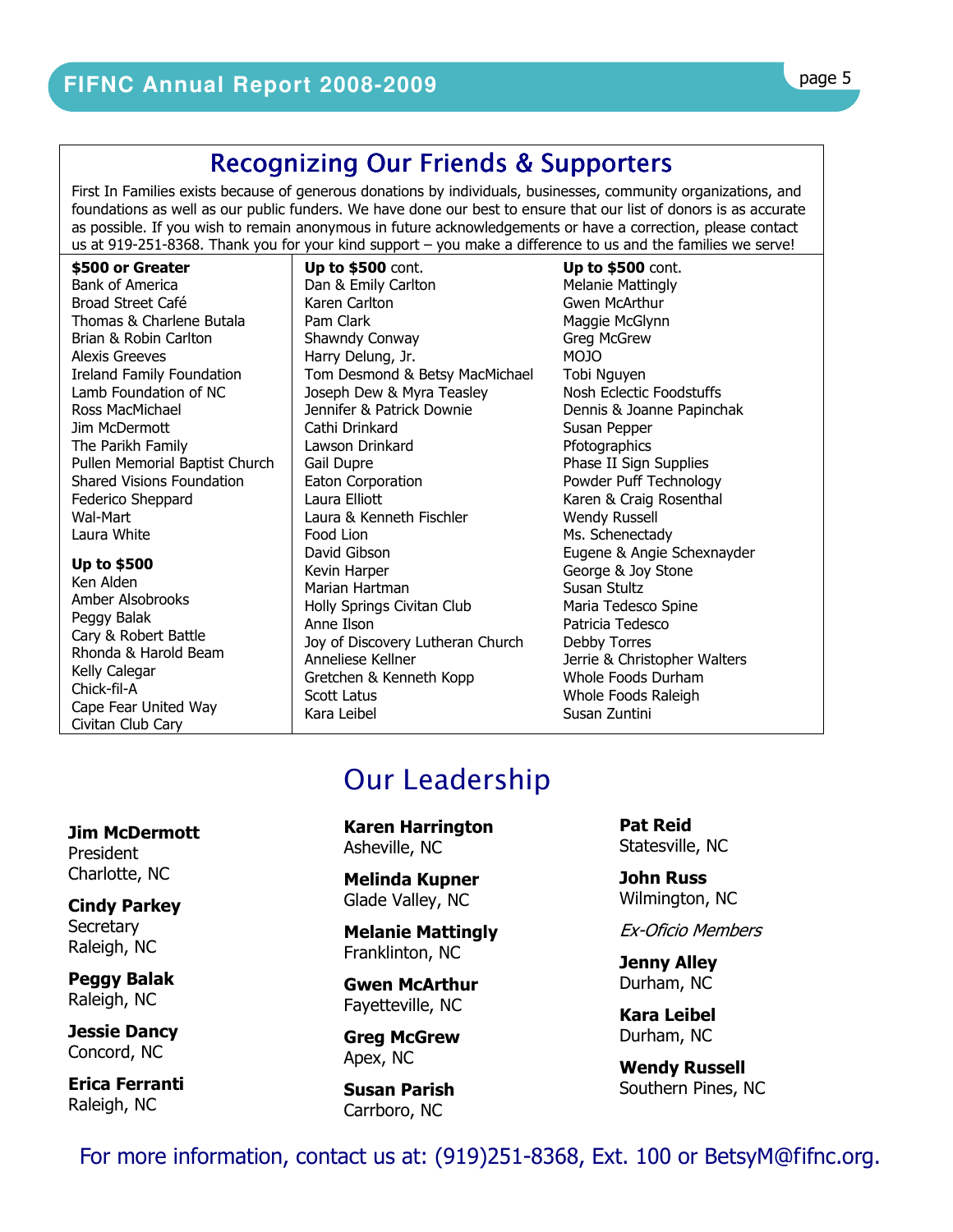## Recognizing Our Friends & Supporters

First In Families exists because of generous donations by individuals, businesses, community organizations, and foundations as well as our public funders. We have done our best to ensure that our list of donors is as accurate as possible. If you wish to remain anonymous in future acknowledgements or have a correction, please contact us at 919-251-8368. Thank you for your kind support – you make a difference to us and the families we serve!

**$500 or Greater**
Bank of America
Broad Street Café
Thomas & Charlene Butala
Brian & Robin Carlton
Alexis Greeves
Ireland Family Foundation
Lamb Foundation of NC
Ross MacMichael
Jim McDermott
The Parikh Family
Pullen Memorial Baptist Church
Shared Visions Foundation
Federico Sheppard
Wal-Mart
Laura White

**Up to $500**
Ken Alden
Amber Alsobrooks
Peggy Balak
Cary & Robert Battle
Rhonda & Harold Beam
Kelly Calegar
Chick-fil-A
Cape Fear United Way
Civitan Club Cary

**Up to $500** cont.
Dan & Emily Carlton
Karen Carlton
Pam Clark
Shawndy Conway
Harry Delung, Jr.
Tom Desmond & Betsy MacMichael
Joseph Dew & Myra Teasley
Jennifer & Patrick Downie
Cathi Drinkard
Lawson Drinkard
Gail Dupre
Eaton Corporation
Laura Elliott
Laura & Kenneth Fischler
Food Lion
David Gibson
Kevin Harper
Marian Hartman
Holly Springs Civitan Club
Anne Ilson
Joy of Discovery Lutheran Church
Anneliese Kellner
Gretchen & Kenneth Kopp
Scott Latus
Kara Leibel

**Up to $500** cont.
Melanie Mattingly
Gwen McArthur
Maggie McGlynn
Greg McGrew
MOJO
Tobi Nguyen
Nosh Eclectic Foodstuffs
Dennis & Joanne Papinchak
Susan Pepper
Pfotographics
Phase II Sign Supplies
Powder Puff Technology
Karen & Craig Rosenthal
Wendy Russell
Ms. Schenectady
Eugene & Angie Schexnayder
George & Joy Stone
Susan Stultz
Maria Tedesco Spine
Patricia Tedesco
Debby Torres
Jerrie & Christopher Walters
Whole Foods Durham
Whole Foods Raleigh
Susan Zuntini

## Our Leadership

**Jim McDermott**
President
Charlotte, NC

**Cindy Parkey**
Secretary
Raleigh, NC

**Peggy Balak**
Raleigh, NC

**Jessie Dancy**
Concord, NC

**Erica Ferranti**
Raleigh, NC

**Karen Harrington**
Asheville, NC

**Melinda Kupner**
Glade Valley, NC

**Melanie Mattingly**
Franklinton, NC

**Gwen McArthur**
Fayetteville, NC

**Greg McGrew**
Apex, NC

**Susan Parish**
Carrboro, NC

**Pat Reid**
Statesville, NC

**John Russ**
Wilmington, NC

*Ex-Oficio Members*

**Jenny Alley**
Durham, NC

**Kara Leibel**
Durham, NC

**Wendy Russell**
Southern Pines, NC

For more information, contact us at: (919)251-8368, Ext. 100 or BetsyM@fifnc.org.